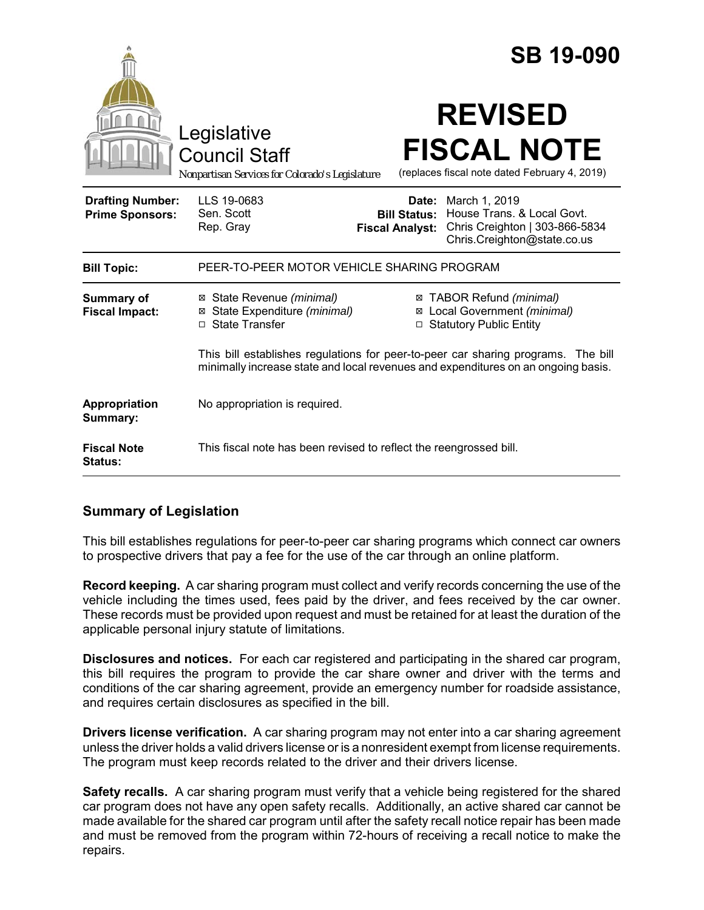# SB 19-090

Legislative Council Staff

*Nonpartisan Services for Colorado's Legislature*

# REVISED FISCAL NOTE

(replaces fiscal note dated February 4, 2019)

| | | | |
|---|---|---|---|
| **Drafting Number:** | LLS 19-0683 | **Date:** | March 1, 2019 |
| **Prime Sponsors:** | Sen. Scott<br>Rep. Gray | **Bill Status:** | House Trans. & Local Govt. |
| | | **Fiscal Analyst:** | Chris Creighton \| 303-866-5834<br>Chris.Creighton@state.co.us |

| | |
|---|---|
| **Bill Topic:** | PEER-TO-PEER MOTOR VEHICLE SHARING PROGRAM |
| **Summary of Fiscal Impact:** | ☒ State Revenue *(minimal)*<br>☒ State Expenditure *(minimal)*<br>☐ State Transfer<br>☒ TABOR Refund *(minimal)*<br>☒ Local Government *(minimal)*<br>☐ Statutory Public Entity<br><br>This bill establishes regulations for peer-to-peer car sharing programs. The bill minimally increase state and local revenues and expenditures on an ongoing basis. |
| **Appropriation Summary:** | No appropriation is required. |
| **Fiscal Note Status:** | This fiscal note has been revised to reflect the reengrossed bill. |

## Summary of Legislation

This bill establishes regulations for peer-to-peer car sharing programs which connect car owners to prospective drivers that pay a fee for the use of the car through an online platform.

**Record keeping.** A car sharing program must collect and verify records concerning the use of the vehicle including the times used, fees paid by the driver, and fees received by the car owner. These records must be provided upon request and must be retained for at least the duration of the applicable personal injury statute of limitations.

**Disclosures and notices.** For each car registered and participating in the shared car program, this bill requires the program to provide the car share owner and driver with the terms and conditions of the car sharing agreement, provide an emergency number for roadside assistance, and requires certain disclosures as specified in the bill.

**Drivers license verification.** A car sharing program may not enter into a car sharing agreement unless the driver holds a valid drivers license or is a nonresident exempt from license requirements. The program must keep records related to the driver and their drivers license.

**Safety recalls.** A car sharing program must verify that a vehicle being registered for the shared car program does not have any open safety recalls. Additionally, an active shared car cannot be made available for the shared car program until after the safety recall notice repair has been made and must be removed from the program within 72-hours of receiving a recall notice to make the repairs.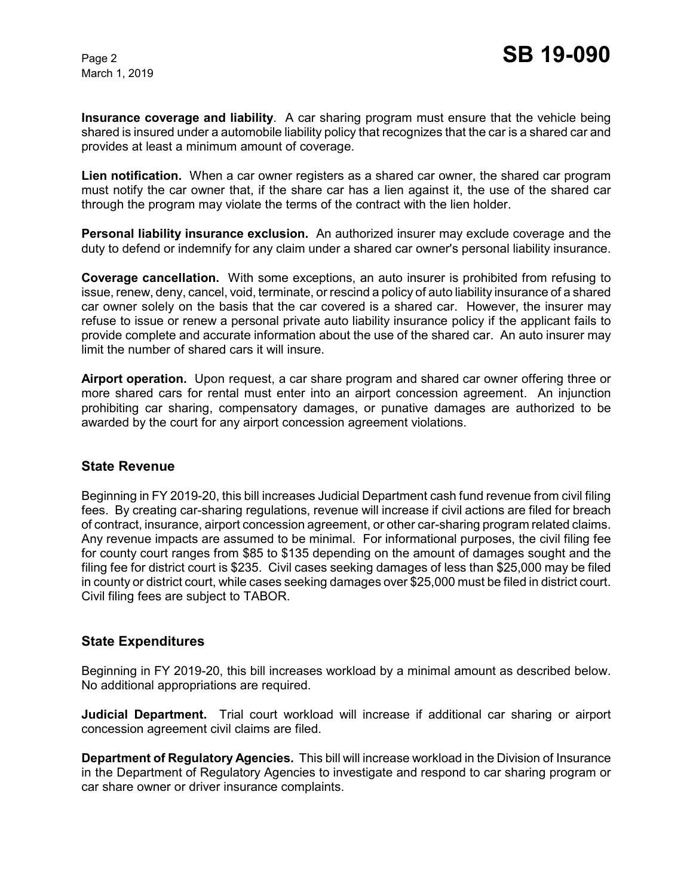**Insurance coverage and liability**. A car sharing program must ensure that the vehicle being shared is insured under a automobile liability policy that recognizes that the car is a shared car and provides at least a minimum amount of coverage.

**Lien notification.** When a car owner registers as a shared car owner, the shared car program must notify the car owner that, if the share car has a lien against it, the use of the shared car through the program may violate the terms of the contract with the lien holder.

**Personal liability insurance exclusion.** An authorized insurer may exclude coverage and the duty to defend or indemnify for any claim under a shared car owner's personal liability insurance.

**Coverage cancellation.** With some exceptions, an auto insurer is prohibited from refusing to issue, renew, deny, cancel, void, terminate, or rescind a policy of auto liability insurance of a shared car owner solely on the basis that the car covered is a shared car. However, the insurer may refuse to issue or renew a personal private auto liability insurance policy if the applicant fails to provide complete and accurate information about the use of the shared car. An auto insurer may limit the number of shared cars it will insure.

**Airport operation.** Upon request, a car share program and shared car owner offering three or more shared cars for rental must enter into an airport concession agreement. An injunction prohibiting car sharing, compensatory damages, or punative damages are authorized to be awarded by the court for any airport concession agreement violations.

## State Revenue

Beginning in FY 2019-20, this bill increases Judicial Department cash fund revenue from civil filing fees. By creating car-sharing regulations, revenue will increase if civil actions are filed for breach of contract, insurance, airport concession agreement, or other car-sharing program related claims. Any revenue impacts are assumed to be minimal. For informational purposes, the civil filing fee for county court ranges from $85 to $135 depending on the amount of damages sought and the filing fee for district court is $235. Civil cases seeking damages of less than $25,000 may be filed in county or district court, while cases seeking damages over $25,000 must be filed in district court. Civil filing fees are subject to TABOR.

## State Expenditures

Beginning in FY 2019-20, this bill increases workload by a minimal amount as described below. No additional appropriations are required.

**Judicial Department.** Trial court workload will increase if additional car sharing or airport concession agreement civil claims are filed.

**Department of Regulatory Agencies.** This bill will increase workload in the Division of Insurance in the Department of Regulatory Agencies to investigate and respond to car sharing program or car share owner or driver insurance complaints.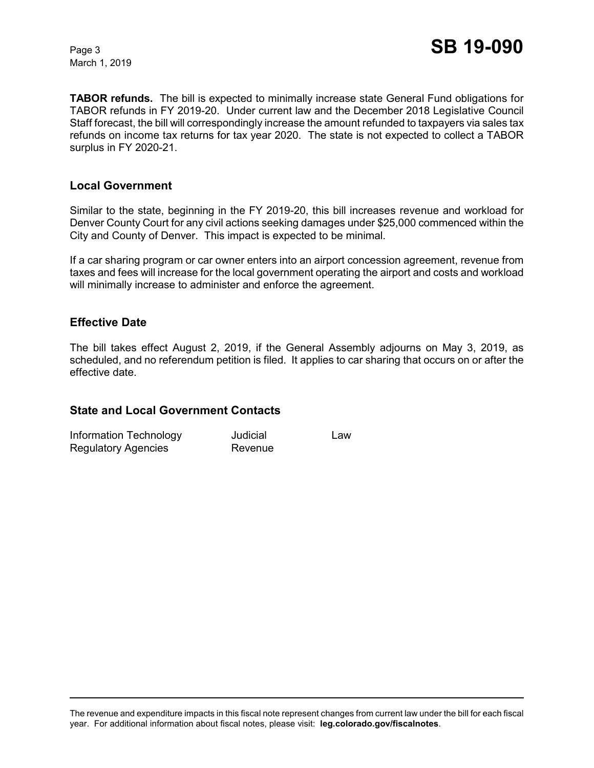**TABOR refunds.** The bill is expected to minimally increase state General Fund obligations for TABOR refunds in FY 2019-20. Under current law and the December 2018 Legislative Council Staff forecast, the bill will correspondingly increase the amount refunded to taxpayers via sales tax refunds on income tax returns for tax year 2020. The state is not expected to collect a TABOR surplus in FY 2020-21.

## Local Government

Similar to the state, beginning in the FY 2019-20, this bill increases revenue and workload for Denver County Court for any civil actions seeking damages under $25,000 commenced within the City and County of Denver. This impact is expected to be minimal.

If a car sharing program or car owner enters into an airport concession agreement, revenue from taxes and fees will increase for the local government operating the airport and costs and workload will minimally increase to administer and enforce the agreement.

## Effective Date

The bill takes effect August 2, 2019, if the General Assembly adjourns on May 3, 2019, as scheduled, and no referendum petition is filed. It applies to car sharing that occurs on or after the effective date.

## State and Local Government Contacts

| | | |
|---|---|---|
| Information Technology | Judicial | Law |
| Regulatory Agencies | Revenue | |

The revenue and expenditure impacts in this fiscal note represent changes from current law under the bill for each fiscal year. For additional information about fiscal notes, please visit: **leg.colorado.gov/fiscalnotes**.